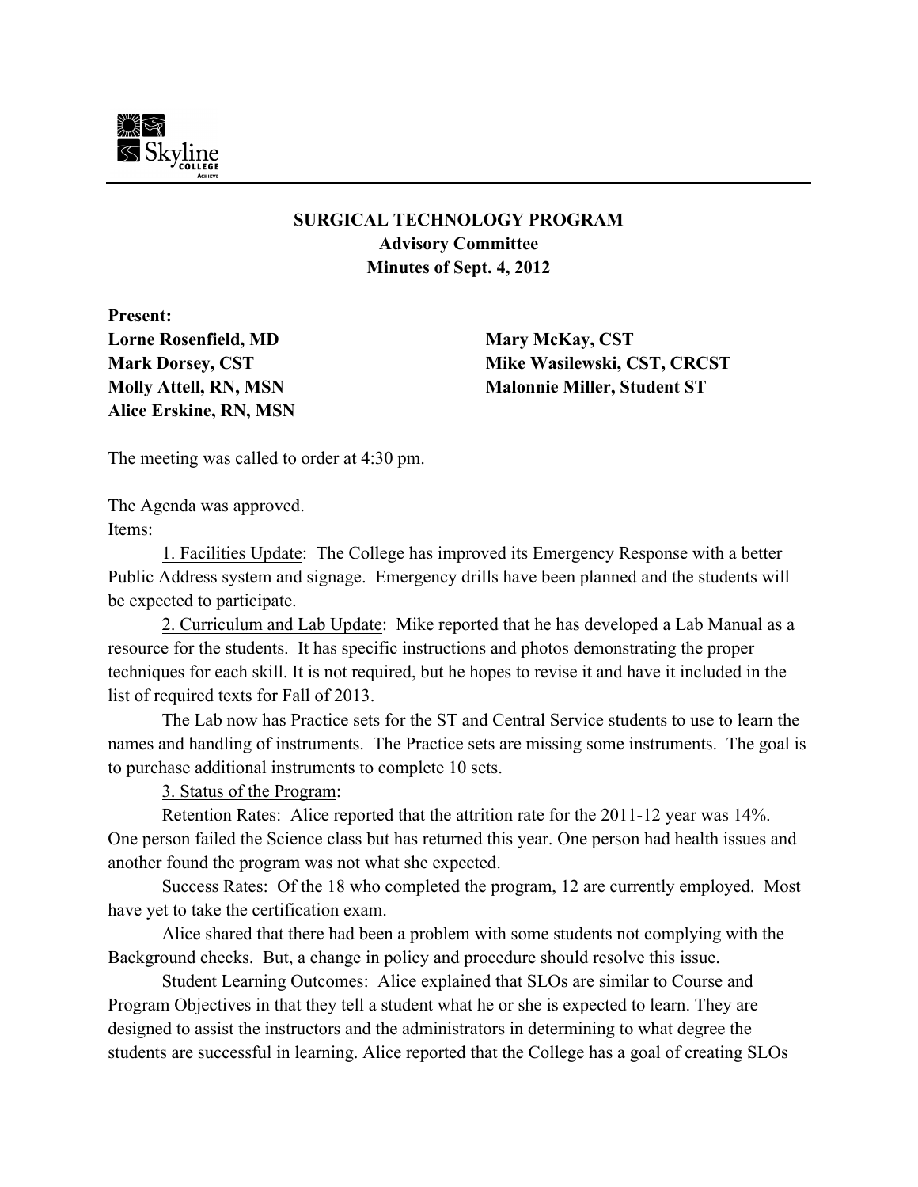# SURGICAL TECHNOLOGY PROGRAM

## Advisory Committee

### Minutes of Sept. 4, 2012

**Present:**

**Lorne Rosenfield, MD**
**Mark Dorsey, CST**
**Molly Attell, RN, MSN**
**Alice Erskine, RN, MSN**
**Mary McKay, CST**
**Mike Wasilewski, CST, CRCST**
**Malonnie Miller, Student ST**

The meeting was called to order at 4:30 pm.

The Agenda was approved.

Items:

1. Facilities Update: The College has improved its Emergency Response with a better Public Address system and signage. Emergency drills have been planned and the students will be expected to participate.

2. Curriculum and Lab Update: Mike reported that he has developed a Lab Manual as a resource for the students. It has specific instructions and photos demonstrating the proper techniques for each skill. It is not required, but he hopes to revise it and have it included in the list of required texts for Fall of 2013.

The Lab now has Practice sets for the ST and Central Service students to use to learn the names and handling of instruments. The Practice sets are missing some instruments. The goal is to purchase additional instruments to complete 10 sets.

3. Status of the Program:

Retention Rates: Alice reported that the attrition rate for the 2011-12 year was 14%. One person failed the Science class but has returned this year. One person had health issues and another found the program was not what she expected.

Success Rates: Of the 18 who completed the program, 12 are currently employed. Most have yet to take the certification exam.

Alice shared that there had been a problem with some students not complying with the Background checks. But, a change in policy and procedure should resolve this issue.

Student Learning Outcomes: Alice explained that SLOs are similar to Course and Program Objectives in that they tell a student what he or she is expected to learn. They are designed to assist the instructors and the administrators in determining to what degree the students are successful in learning. Alice reported that the College has a goal of creating SLOs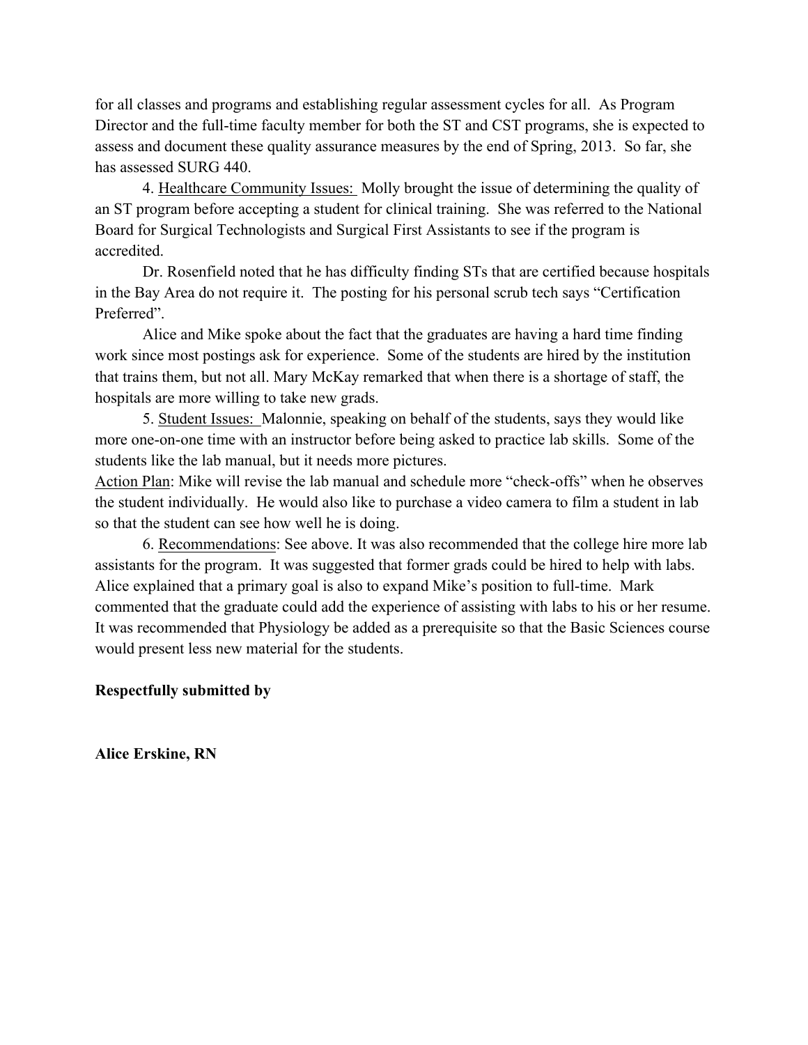for all classes and programs and establishing regular assessment cycles for all. As Program Director and the full-time faculty member for both the ST and CST programs, she is expected to assess and document these quality assurance measures by the end of Spring, 2013. So far, she has assessed SURG 440.

4. <u>Healthcare Community Issues:</u> Molly brought the issue of determining the quality of an ST program before accepting a student for clinical training. She was referred to the National Board for Surgical Technologists and Surgical First Assistants to see if the program is accredited.

Dr. Rosenfield noted that he has difficulty finding STs that are certified because hospitals in the Bay Area do not require it. The posting for his personal scrub tech says "Certification Preferred".

Alice and Mike spoke about the fact that the graduates are having a hard time finding work since most postings ask for experience. Some of the students are hired by the institution that trains them, but not all. Mary McKay remarked that when there is a shortage of staff, the hospitals are more willing to take new grads.

5. <u>Student Issues:</u> Malonnie, speaking on behalf of the students, says they would like more one-on-one time with an instructor before being asked to practice lab skills. Some of the students like the lab manual, but it needs more pictures.

<u>Action Plan</u>: Mike will revise the lab manual and schedule more "check-offs" when he observes the student individually. He would also like to purchase a video camera to film a student in lab so that the student can see how well he is doing.

6. <u>Recommendations</u>: See above. It was also recommended that the college hire more lab assistants for the program. It was suggested that former grads could be hired to help with labs. Alice explained that a primary goal is also to expand Mike's position to full-time. Mark commented that the graduate could add the experience of assisting with labs to his or her resume. It was recommended that Physiology be added as a prerequisite so that the Basic Sciences course would present less new material for the students.

**Respectfully submitted by**

**Alice Erskine, RN**